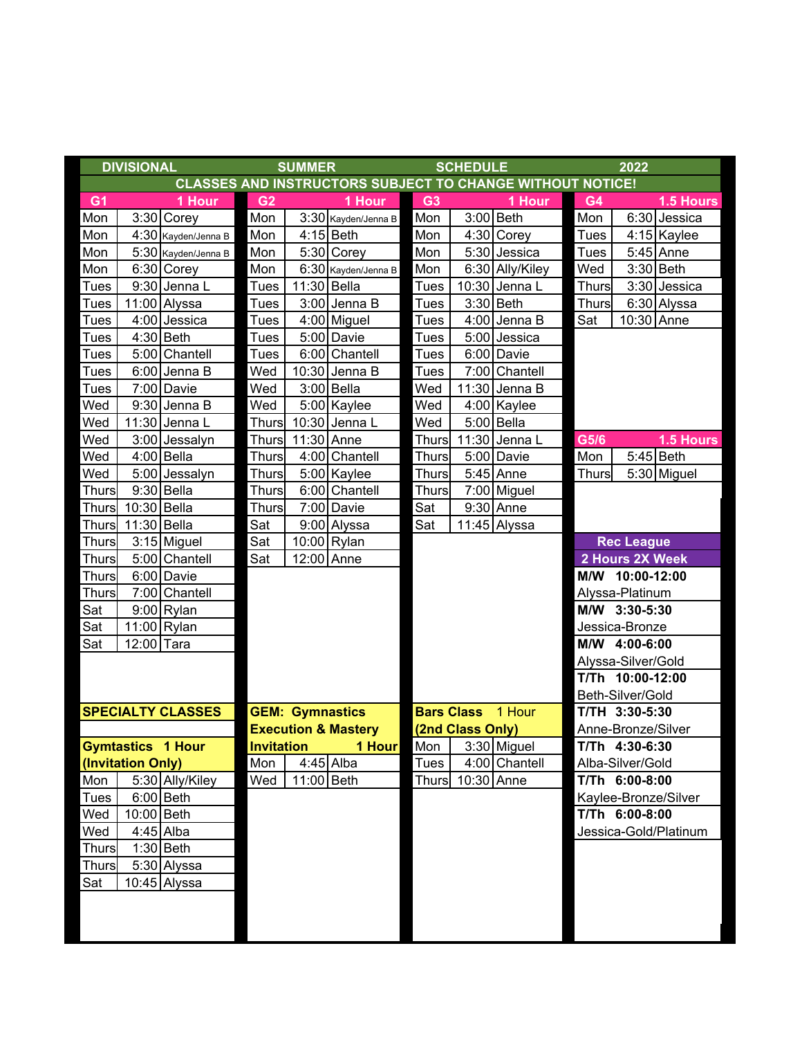# DIVISIONAL SUMMER SCHEDULE 2022

**CLASSES AND INSTRUCTORS SUBJECT TO CHANGE WITHOUT NOTICE!**

## G1 — 1 Hour

| Day | Time | Instructor |
|---|---|---|
| Mon | 3:30 | Corey |
| Mon | 4:30 | Kayden/Jenna B |
| Mon | 5:30 | Kayden/Jenna B |
| Mon | 6:30 | Corey |
| Tues | 9:30 | Jenna L |
| Tues | 11:00 | Alyssa |
| Tues | 4:00 | Jessica |
| Tues | 4:30 | Beth |
| Tues | 5:00 | Chantell |
| Tues | 6:00 | Jenna B |
| Tues | 7:00 | Davie |
| Wed | 9:30 | Jenna B |
| Wed | 11:30 | Jenna L |
| Wed | 3:00 | Jessalyn |
| Wed | 4:00 | Bella |
| Wed | 5:00 | Jessalyn |
| Thurs | 9:30 | Bella |
| Thurs | 10:30 | Bella |
| Thurs | 11:30 | Bella |
| Thurs | 3:15 | Miguel |
| Thurs | 5:00 | Chantell |
| Thurs | 6:00 | Davie |
| Thurs | 7:00 | Chantell |
| Sat | 9:00 | Rylan |
| Sat | 11:00 | Rylan |
| Sat | 12:00 | Tara |

## G2 — 1 Hour

| Day | Time | Instructor |
|---|---|---|
| Mon | 3:30 | Kayden/Jenna B |
| Mon | 4:15 | Beth |
| Mon | 5:30 | Corey |
| Mon | 6:30 | Kayden/Jenna B |
| Tues | 11:30 | Bella |
| Tues | 3:00 | Jenna B |
| Tues | 4:00 | Miguel |
| Tues | 5:00 | Davie |
| Tues | 6:00 | Chantell |
| Wed | 10:30 | Jenna B |
| Wed | 3:00 | Bella |
| Wed | 5:00 | Kaylee |
| Thurs | 10:30 | Jenna L |
| Thurs | 11:30 | Anne |
| Thurs | 4:00 | Chantell |
| Thurs | 5:00 | Kaylee |
| Thurs | 6:00 | Chantell |
| Thurs | 7:00 | Davie |
| Sat | 9:00 | Alyssa |
| Sat | 10:00 | Rylan |
| Sat | 12:00 | Anne |

## G3 — 1 Hour

| Day | Time | Instructor |
|---|---|---|
| Mon | 3:00 | Beth |
| Mon | 4:30 | Corey |
| Mon | 5:30 | Jessica |
| Mon | 6:30 | Ally/Kiley |
| Tues | 10:30 | Jenna L |
| Tues | 3:30 | Beth |
| Tues | 4:00 | Jenna B |
| Tues | 5:00 | Jessica |
| Tues | 6:00 | Davie |
| Tues | 7:00 | Chantell |
| Wed | 11:30 | Jenna B |
| Wed | 4:00 | Kaylee |
| Wed | 5:00 | Bella |
| Thurs | 11:30 | Jenna L |
| Thurs | 5:00 | Davie |
| Thurs | 5:45 | Anne |
| Thurs | 7:00 | Miguel |
| Sat | 9:30 | Anne |
| Sat | 11:45 | Alyssa |

## G4 — 1.5 Hours

| Day | Time | Instructor |
|---|---|---|
| Mon | 6:30 | Jessica |
| Tues | 4:15 | Kaylee |
| Tues | 5:45 | Anne |
| Wed | 3:30 | Beth |
| Thurs | 3:30 | Jessica |
| Thurs | 6:30 | Alyssa |
| Sat | 10:30 | Anne |

## G5/6 — 1.5 Hours

| Day | Time | Instructor |
|---|---|---|
| Mon | 5:45 | Beth |
| Thurs | 5:30 | Miguel |

## Rec League

**2 Hours 2X Week**

- **M/W 10:00-12:00** — Alyssa-Platinum
- **M/W 3:30-5:30** — Jessica-Bronze
- **M/W 4:00-6:00** — Alyssa-Silver/Gold
- **T/Th 10:00-12:00** — Beth-Silver/Gold
- **T/TH 3:30-5:30** — Anne-Bronze/Silver
- **T/Th 4:30-6:30** — Alba-Silver/Gold
- **T/Th 6:00-8:00** — Kaylee-Bronze/Silver
- **T/Th 6:00-8:00** — Jessica-Gold/Platinum

## SPECIALTY CLASSES

### Gymtastics 1 Hour (Invitation Only)

| Day | Time | Instructor |
|---|---|---|
| Mon | 5:30 | Ally/Kiley |
| Tues | 6:00 | Beth |
| Wed | 10:00 | Beth |
| Wed | 4:45 | Alba |
| Thurs | 1:30 | Beth |
| Thurs | 5:30 | Alyssa |
| Sat | 10:45 | Alyssa |

### GEM: Gymnastics Execution & Mastery Invitation — 1 Hour

| Day | Time | Instructor |
|---|---|---|
| Mon | 4:45 | Alba |
| Wed | 11:00 | Beth |

### Bars Class 1 Hour (2nd Class Only)

| Day | Time | Instructor |
|---|---|---|
| Mon | 3:30 | Miguel |
| Tues | 4:00 | Chantell |
| Thurs | 10:30 | Anne |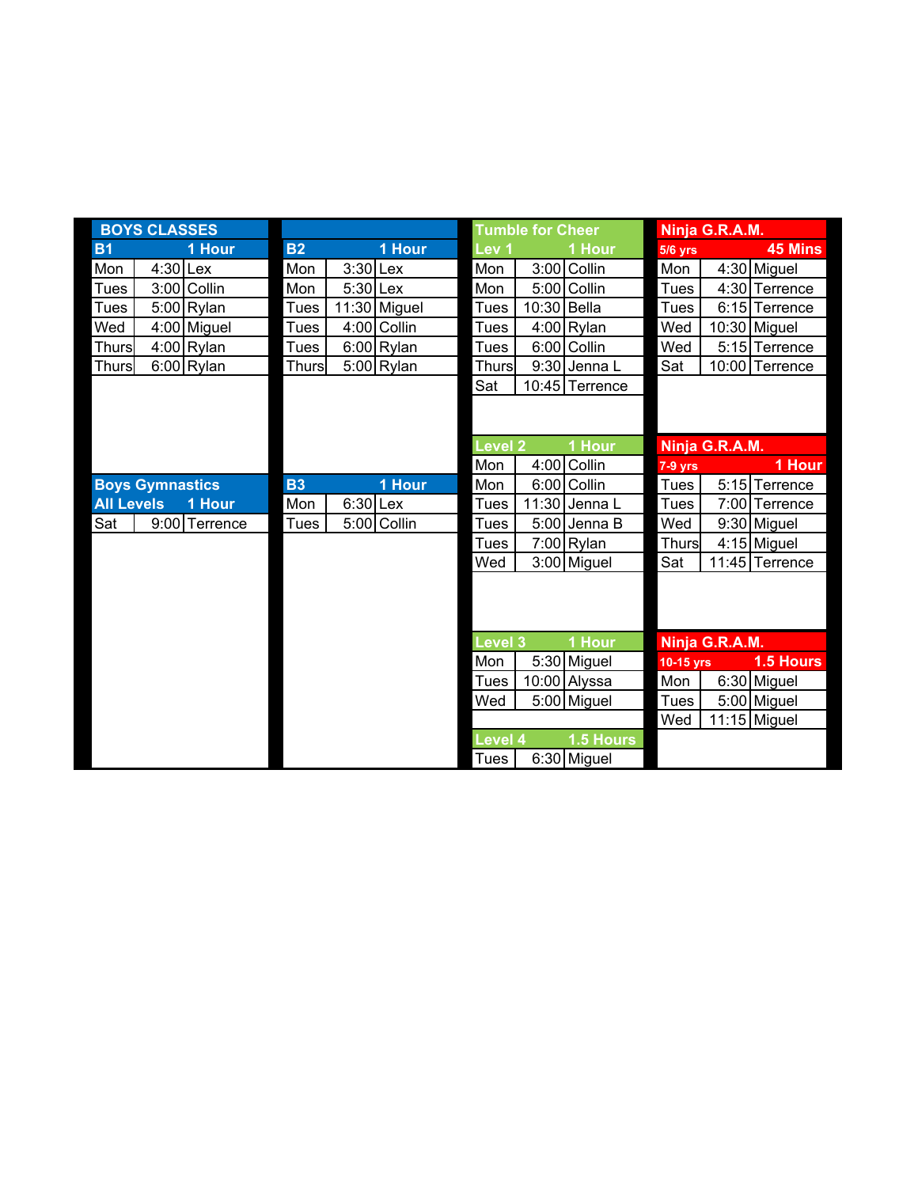## BOYS CLASSES

**B1 — 1 Hour**

| | | |
|---|---|---|
| Mon | 4:30 | Lex |
| Tues | 3:00 | Collin |
| Tues | 5:00 | Rylan |
| Wed | 4:00 | Miguel |
| Thurs | 4:00 | Rylan |
| Thurs | 6:00 | Rylan |

**B2 — 1 Hour**

| | | |
|---|---|---|
| Mon | 3:30 | Lex |
| Mon | 5:30 | Lex |
| Tues | 11:30 | Miguel |
| Tues | 4:00 | Collin |
| Tues | 6:00 | Rylan |
| Thurs | 5:00 | Rylan |

**Boys Gymnastics All Levels — 1 Hour**

| | | |
|---|---|---|
| Sat | 9:00 | Terrence |

**B3 — 1 Hour**

| | | |
|---|---|---|
| Mon | 6:30 | Lex |
| Tues | 5:00 | Collin |

## Tumble for Cheer

**Lev 1 — 1 Hour**

| | | |
|---|---|---|
| Mon | 3:00 | Collin |
| Mon | 5:00 | Collin |
| Tues | 10:30 | Bella |
| Tues | 4:00 | Rylan |
| Tues | 6:00 | Collin |
| Thurs | 9:30 | Jenna L |
| Sat | 10:45 | Terrence |

**Level 2 — 1 Hour**

| | | |
|---|---|---|
| Mon | 4:00 | Collin |
| Mon | 6:00 | Collin |
| Tues | 11:30 | Jenna L |
| Tues | 5:00 | Jenna B |
| Tues | 7:00 | Rylan |
| Wed | 3:00 | Miguel |

**Level 3 — 1 Hour**

| | | |
|---|---|---|
| Mon | 5:30 | Miguel |
| Tues | 10:00 | Alyssa |
| Wed | 5:00 | Miguel |

**Level 4 — 1.5 Hours**

| | | |
|---|---|---|
| Tues | 6:30 | Miguel |

## Ninja G.R.A.M.

**5/6 yrs — 45 Mins**

| | | |
|---|---|---|
| Mon | 4:30 | Miguel |
| Tues | 4:30 | Terrence |
| Tues | 6:15 | Terrence |
| Wed | 10:30 | Miguel |
| Wed | 5:15 | Terrence |
| Sat | 10:00 | Terrence |

## Ninja G.R.A.M.

**7-9 yrs — 1 Hour**

| | | |
|---|---|---|
| Tues | 5:15 | Terrence |
| Tues | 7:00 | Terrence |
| Wed | 9:30 | Miguel |
| Thurs | 4:15 | Miguel |
| Sat | 11:45 | Terrence |

## Ninja G.R.A.M.

**10-15 yrs — 1.5 Hours**

| | | |
|---|---|---|
| Mon | 6:30 | Miguel |
| Tues | 5:00 | Miguel |
| Wed | 11:15 | Miguel |